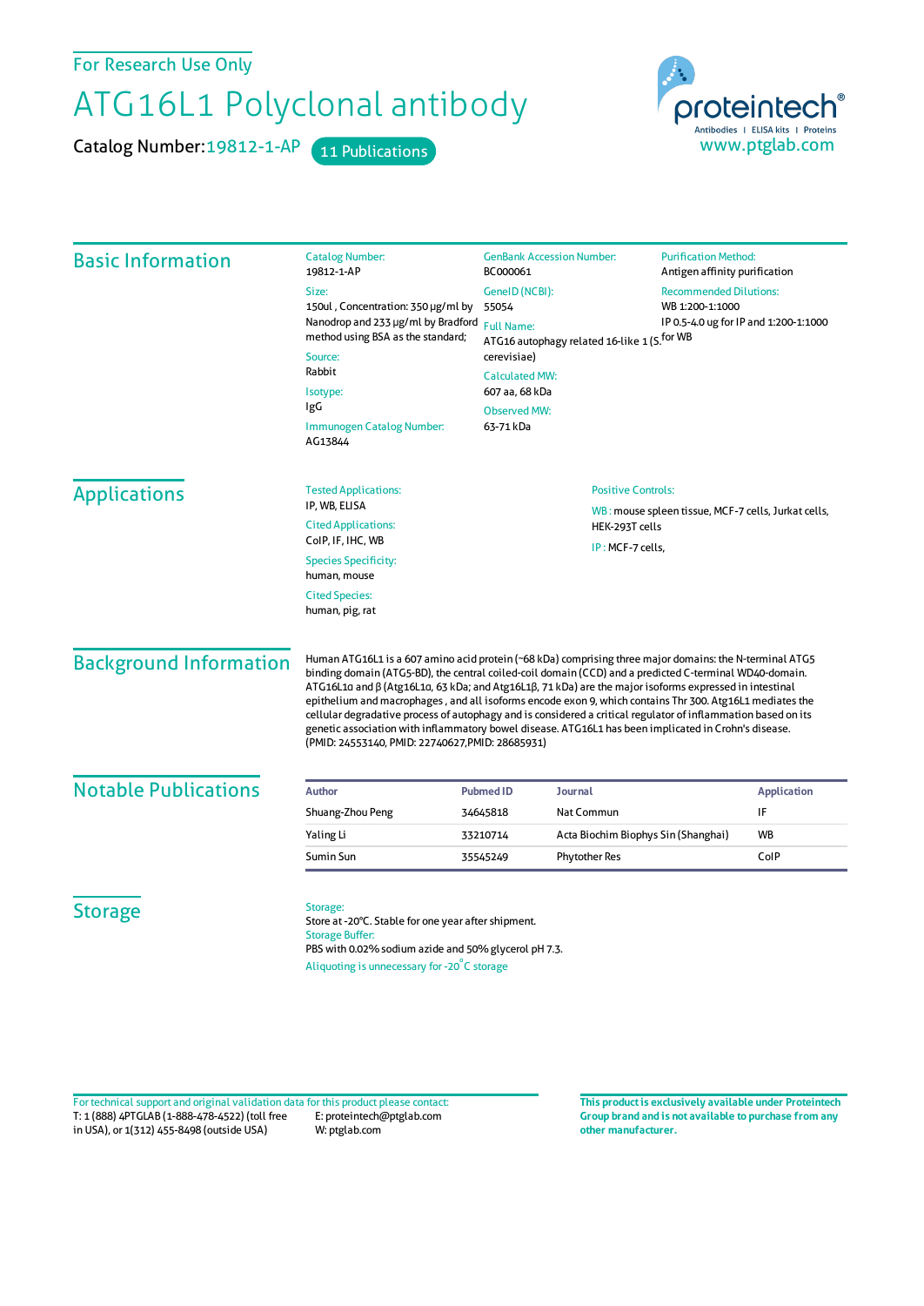For Research Use Only

# ATG16L1 Polyclonal antibody

Catalog Number: 19812-1-AP    11 Publications

proteintech® Antibodies | ELISA kits | Proteins
www.ptglab.com

## Basic Information

**Catalog Number:**
19812-1-AP

**Size:**
150ul , Concentration: 350 μg/ml by Nanodrop and 233 μg/ml by Bradford method using BSA as the standard;

**Source:**
Rabbit

**Isotype:**
IgG

**Immunogen Catalog Number:**
AG13844

**GenBank Accession Number:**
BC000061

**GeneID (NCBI):**
55054

**Full Name:**
ATG16 autophagy related 16-like 1 (S. cerevisiae)

**Calculated MW:**
607 aa, 68 kDa

**Observed MW:**
63-71 kDa

**Purification Method:**
Antigen affinity purification

**Recommended Dilutions:**
WB 1:200-1:1000
IP 0.5-4.0 ug for IP and 1:200-1:1000 for WB

## Applications

**Tested Applications:**
IP, WB, ELISA

**Cited Applications:**
CoIP, IF, IHC, WB

**Species Specificity:**
human, mouse

**Cited Species:**
human, pig, rat

**Positive Controls:**

WB : mouse spleen tissue, MCF-7 cells, Jurkat cells, HEK-293T cells

IP : MCF-7 cells,

## Background Information

Human ATG16L1 is a 607 amino acid protein (~68 kDa) comprising three major domains: the N-terminal ATG5 binding domain (ATG5-BD), the central coiled-coil domain (CCD) and a predicted C-terminal WD40-domain. ATG16L1α and β (Atg16L1α, 63 kDa; and Atg16L1β, 71 kDa) are the major isoforms expressed in intestinal epithelium and macrophages , and all isoforms encode exon 9, which contains Thr 300. Atg16L1 mediates the cellular degradative process of autophagy and is considered a critical regulator of inflammation based on its genetic association with inflammatory bowel disease. ATG16L1 has been implicated in Crohn's disease. (PMID: 24553140, PMID: 22740627,PMID: 28685931)

## Notable Publications

| Author | Pubmed ID | Journal | Application |
|---|---|---|---|
| Shuang-Zhou Peng | 34645818 | Nat Commun | IF |
| Yaling Li | 33210714 | Acta Biochim Biophys Sin (Shanghai) | WB |
| Sumin Sun | 35545249 | Phytother Res | CoIP |

## Storage

**Storage:**
Store at -20°C. Stable for one year after shipment.

**Storage Buffer:**
PBS with 0.02% sodium azide and 50% glycerol pH 7.3.

Aliquoting is unnecessary for -20°C storage

For technical support and original validation data for this product please contact:
T: 1 (888) 4PTGLAB (1-888-478-4522) (toll free in USA), or 1(312) 455-8498 (outside USA)
E: proteintech@ptglab.com
W: ptglab.com

**This product is exclusively available under Proteintech Group brand and is not available to purchase from any other manufacturer.**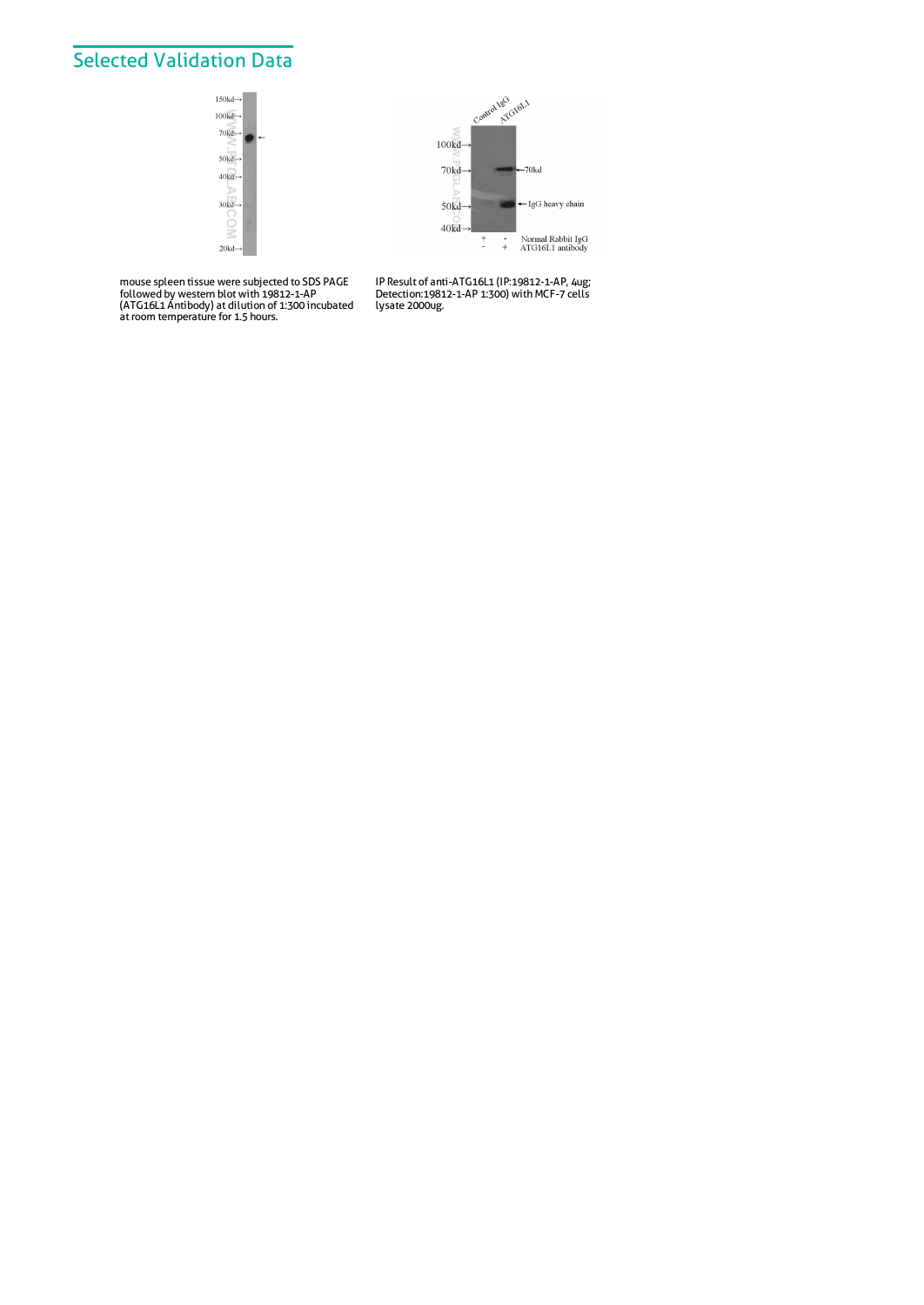## Selected Validation Data

150kd→
100kd→
70kd→
50kd→
40kd→
30kd→
20kd→

mouse spleen tissue were subjected to SDS PAGE followed by western blot with 19812-1-AP (ATG16L1 Antibody) at dilution of 1:300 incubated at room temperature for 1.5 hours.

Control IgG
ATG16L1
100kd→
70kd→
50kd→
40kd→
←70kd
←IgG heavy chain
+ - Normal Rabbit IgG
- + ATG16L1 antibody

IP Result of anti-ATG16L1 (IP:19812-1-AP, 4ug; Detection:19812-1-AP 1:300) with MCF-7 cells lysate 2000ug.